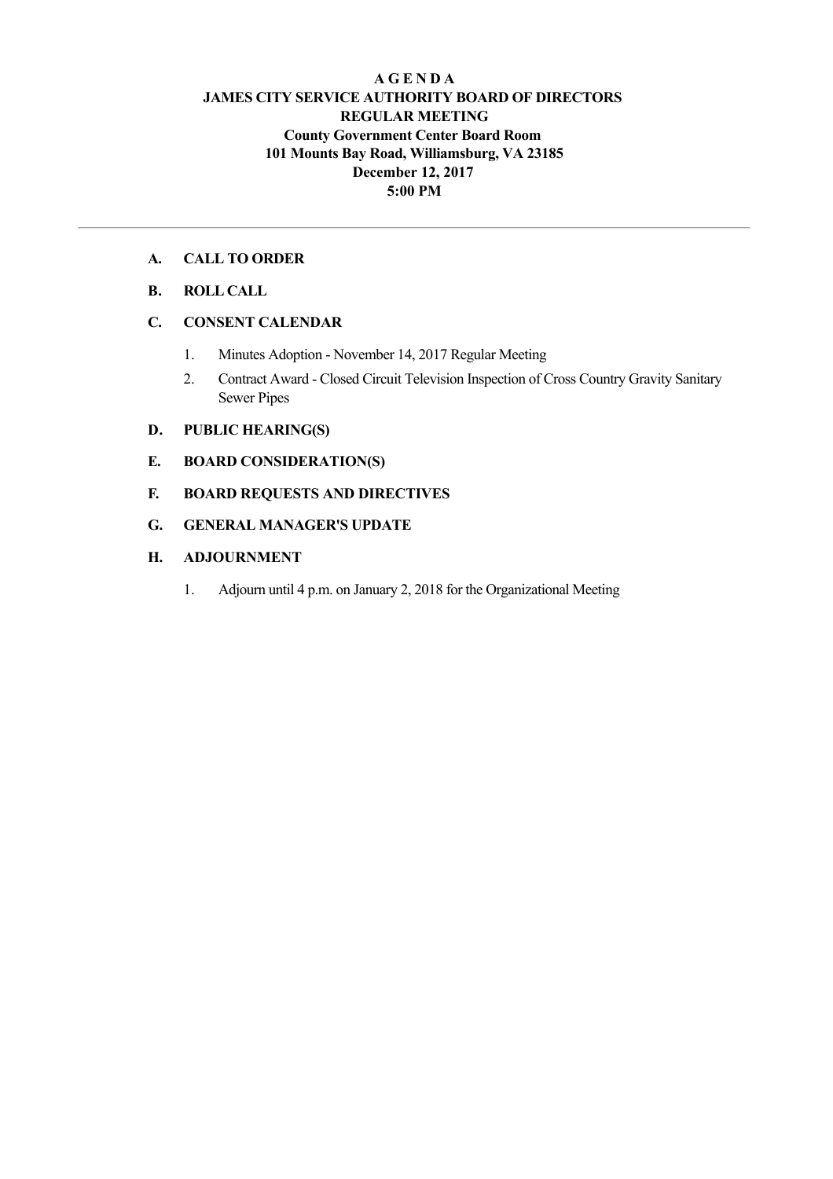# A G E N D A

## JAMES CITY SERVICE AUTHORITY BOARD OF DIRECTORS

## REGULAR MEETING

**County Government Center Board Room**
**101 Mounts Bay Road, Williamsburg, VA 23185**
**December 12, 2017**
**5:00 PM**

---

**A. CALL TO ORDER**

**B. ROLL CALL**

**C. CONSENT CALENDAR**

1. Minutes Adoption - November 14, 2017 Regular Meeting
2. Contract Award - Closed Circuit Television Inspection of Cross Country Gravity Sanitary Sewer Pipes

**D. PUBLIC HEARING(S)**

**E. BOARD CONSIDERATION(S)**

**F. BOARD REQUESTS AND DIRECTIVES**

**G. GENERAL MANAGER'S UPDATE**

**H. ADJOURNMENT**

1. Adjourn until 4 p.m. on January 2, 2018 for the Organizational Meeting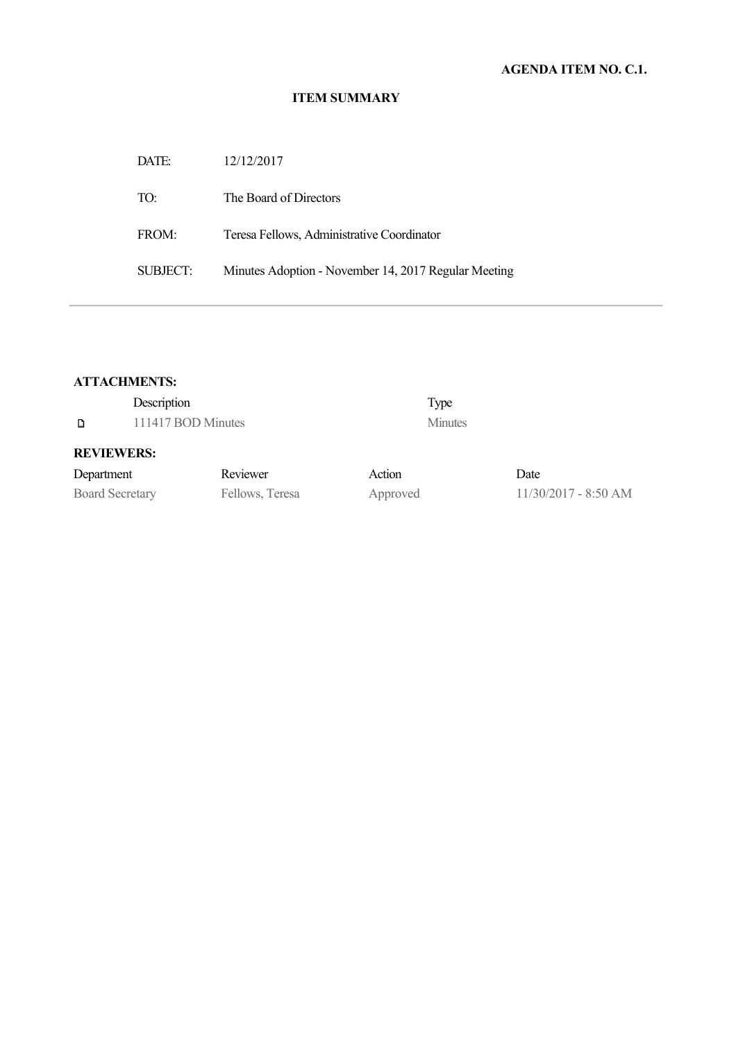**AGENDA ITEM NO. C.1.**

## ITEM SUMMARY

| | |
|---|---|
| DATE: | 12/12/2017 |
| TO: | The Board of Directors |
| FROM: | Teresa Fellows, Administrative Coordinator |
| SUBJECT: | Minutes Adoption - November 14, 2017 Regular Meeting |

---

**ATTACHMENTS:**

| Description | Type |
|---|---|
| 111417 BOD Minutes | Minutes |

**REVIEWERS:**

| Department | Reviewer | Action | Date |
|---|---|---|---|
| Board Secretary | Fellows, Teresa | Approved | 11/30/2017 - 8:50 AM |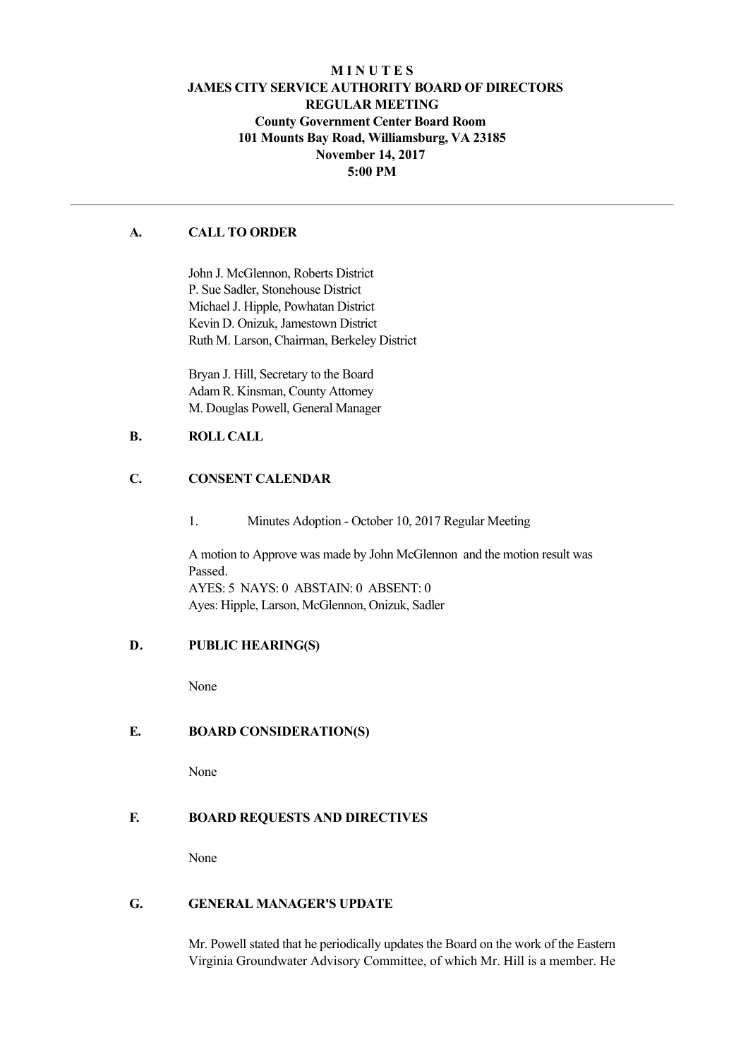# M I N U T E S
# JAMES CITY SERVICE AUTHORITY BOARD OF DIRECTORS
## REGULAR MEETING
### County Government Center Board Room
### 101 Mounts Bay Road, Williamsburg, VA 23185
### November 14, 2017
### 5:00 PM

---

## A. CALL TO ORDER

John J. McGlennon, Roberts District
P. Sue Sadler, Stonehouse District
Michael J. Hipple, Powhatan District
Kevin D. Onizuk, Jamestown District
Ruth M. Larson, Chairman, Berkeley District

Bryan J. Hill, Secretary to the Board
Adam R. Kinsman, County Attorney
M. Douglas Powell, General Manager

## B. ROLL CALL

## C. CONSENT CALENDAR

1. Minutes Adoption - October 10, 2017 Regular Meeting

A motion to Approve was made by John McGlennon and the motion result was Passed.
AYES: 5 NAYS: 0 ABSTAIN: 0 ABSENT: 0
Ayes: Hipple, Larson, McGlennon, Onizuk, Sadler

## D. PUBLIC HEARING(S)

None

## E. BOARD CONSIDERATION(S)

None

## F. BOARD REQUESTS AND DIRECTIVES

None

## G. GENERAL MANAGER'S UPDATE

Mr. Powell stated that he periodically updates the Board on the work of the Eastern Virginia Groundwater Advisory Committee, of which Mr. Hill is a member. He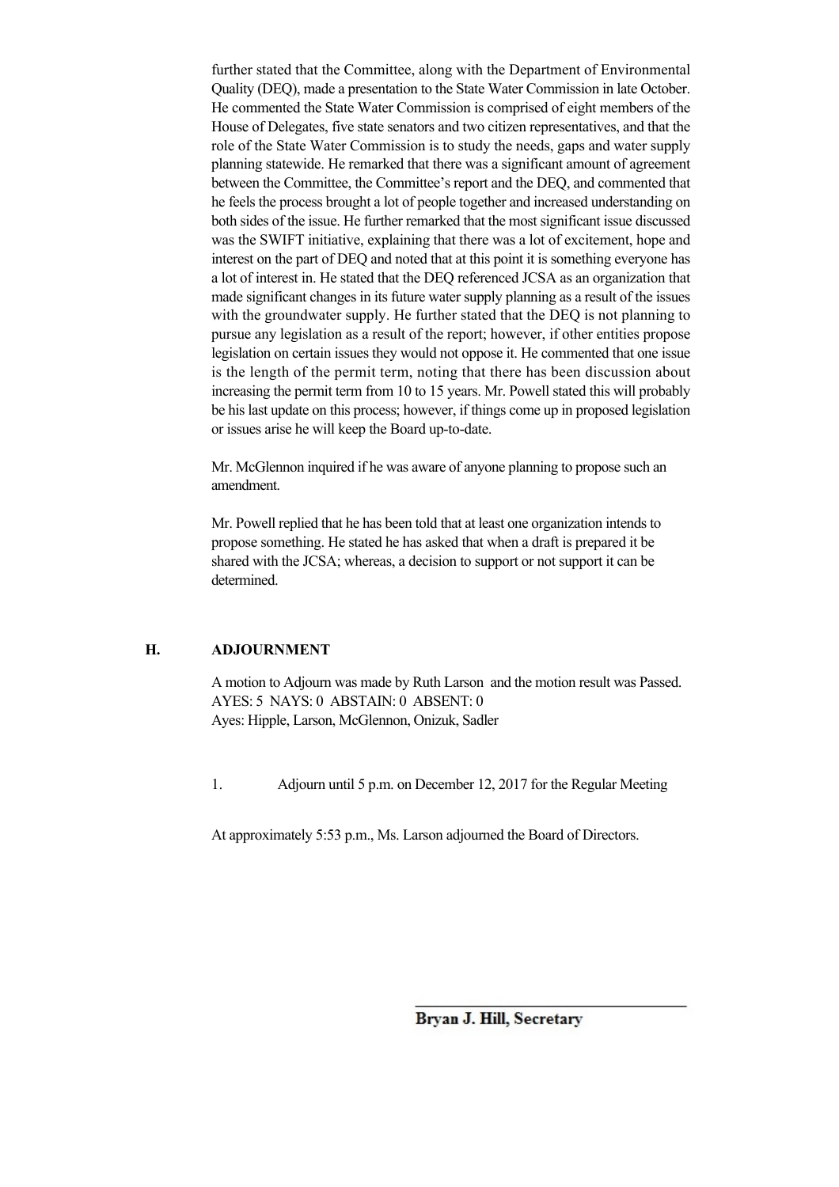further stated that the Committee, along with the Department of Environmental Quality (DEQ), made a presentation to the State Water Commission in late October. He commented the State Water Commission is comprised of eight members of the House of Delegates, five state senators and two citizen representatives, and that the role of the State Water Commission is to study the needs, gaps and water supply planning statewide. He remarked that there was a significant amount of agreement between the Committee, the Committee's report and the DEQ, and commented that he feels the process brought a lot of people together and increased understanding on both sides of the issue. He further remarked that the most significant issue discussed was the SWIFT initiative, explaining that there was a lot of excitement, hope and interest on the part of DEQ and noted that at this point it is something everyone has a lot of interest in. He stated that the DEQ referenced JCSA as an organization that made significant changes in its future water supply planning as a result of the issues with the groundwater supply. He further stated that the DEQ is not planning to pursue any legislation as a result of the report; however, if other entities propose legislation on certain issues they would not oppose it. He commented that one issue is the length of the permit term, noting that there has been discussion about increasing the permit term from 10 to 15 years. Mr. Powell stated this will probably be his last update on this process; however, if things come up in proposed legislation or issues arise he will keep the Board up-to-date.

Mr. McGlennon inquired if he was aware of anyone planning to propose such an amendment.

Mr. Powell replied that he has been told that at least one organization intends to propose something. He stated he has asked that when a draft is prepared it be shared with the JCSA; whereas, a decision to support or not support it can be determined.

## H. ADJOURNMENT

A motion to Adjourn was made by Ruth Larson and the motion result was Passed.
AYES: 5 NAYS: 0 ABSTAIN: 0 ABSENT: 0
Ayes: Hipple, Larson, McGlennon, Onizuk, Sadler

1. Adjourn until 5 p.m. on December 12, 2017 for the Regular Meeting

At approximately 5:53 p.m., Ms. Larson adjourned the Board of Directors.

**Bryan J. Hill, Secretary**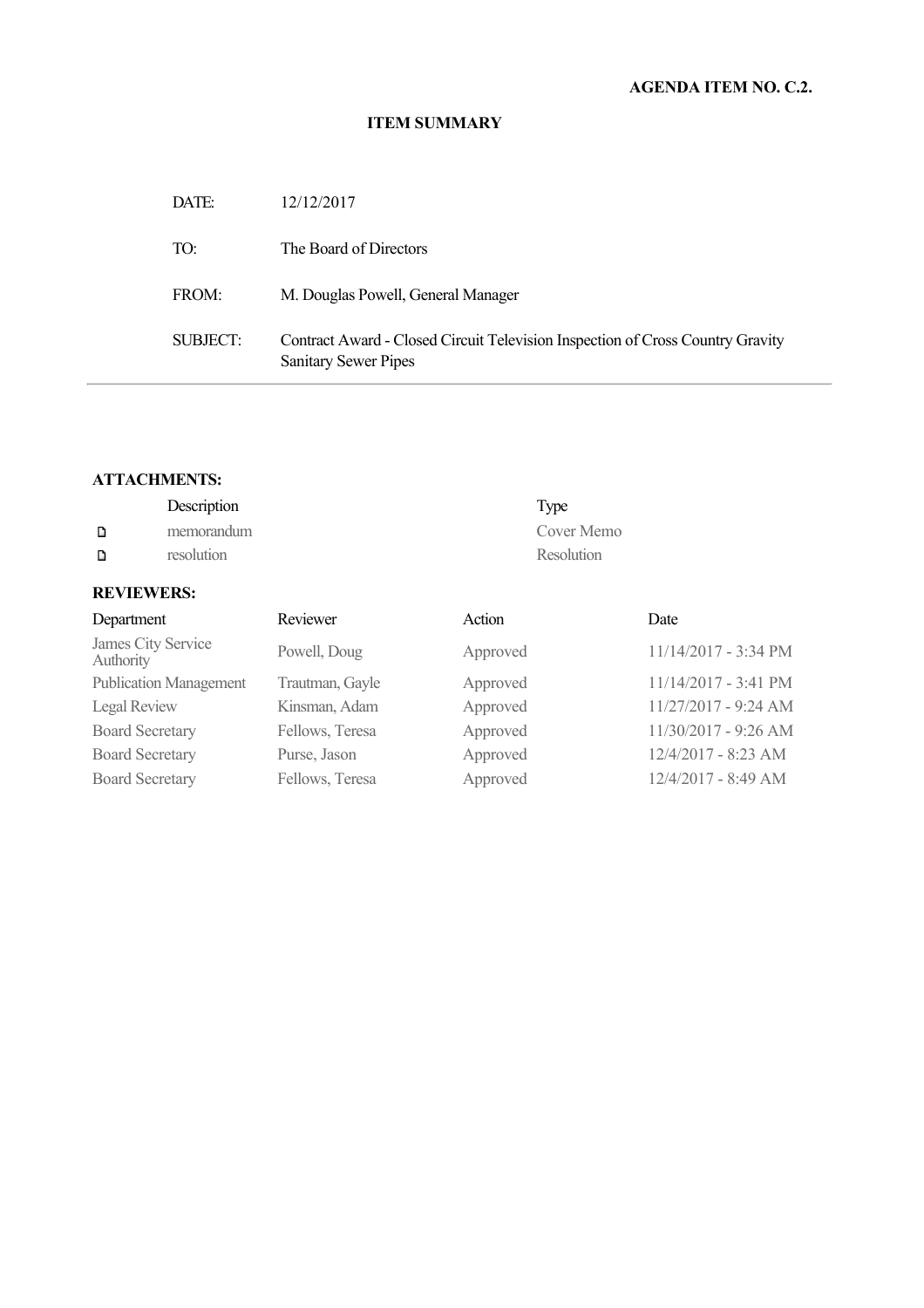**AGENDA ITEM NO. C.2.**

**ITEM SUMMARY**

| | |
|---|---|
| DATE: | 12/12/2017 |
| TO: | The Board of Directors |
| FROM: | M. Douglas Powell, General Manager |
| SUBJECT: | Contract Award - Closed Circuit Television Inspection of Cross Country Gravity Sanitary Sewer Pipes |

**ATTACHMENTS:**

| Description | Type |
|---|---|
| memorandum | Cover Memo |
| resolution | Resolution |

**REVIEWERS:**

| Department | Reviewer | Action | Date |
|---|---|---|---|
| James City Service Authority | Powell, Doug | Approved | 11/14/2017 - 3:34 PM |
| Publication Management | Trautman, Gayle | Approved | 11/14/2017 - 3:41 PM |
| Legal Review | Kinsman, Adam | Approved | 11/27/2017 - 9:24 AM |
| Board Secretary | Fellows, Teresa | Approved | 11/30/2017 - 9:26 AM |
| Board Secretary | Purse, Jason | Approved | 12/4/2017 - 8:23 AM |
| Board Secretary | Fellows, Teresa | Approved | 12/4/2017 - 8:49 AM |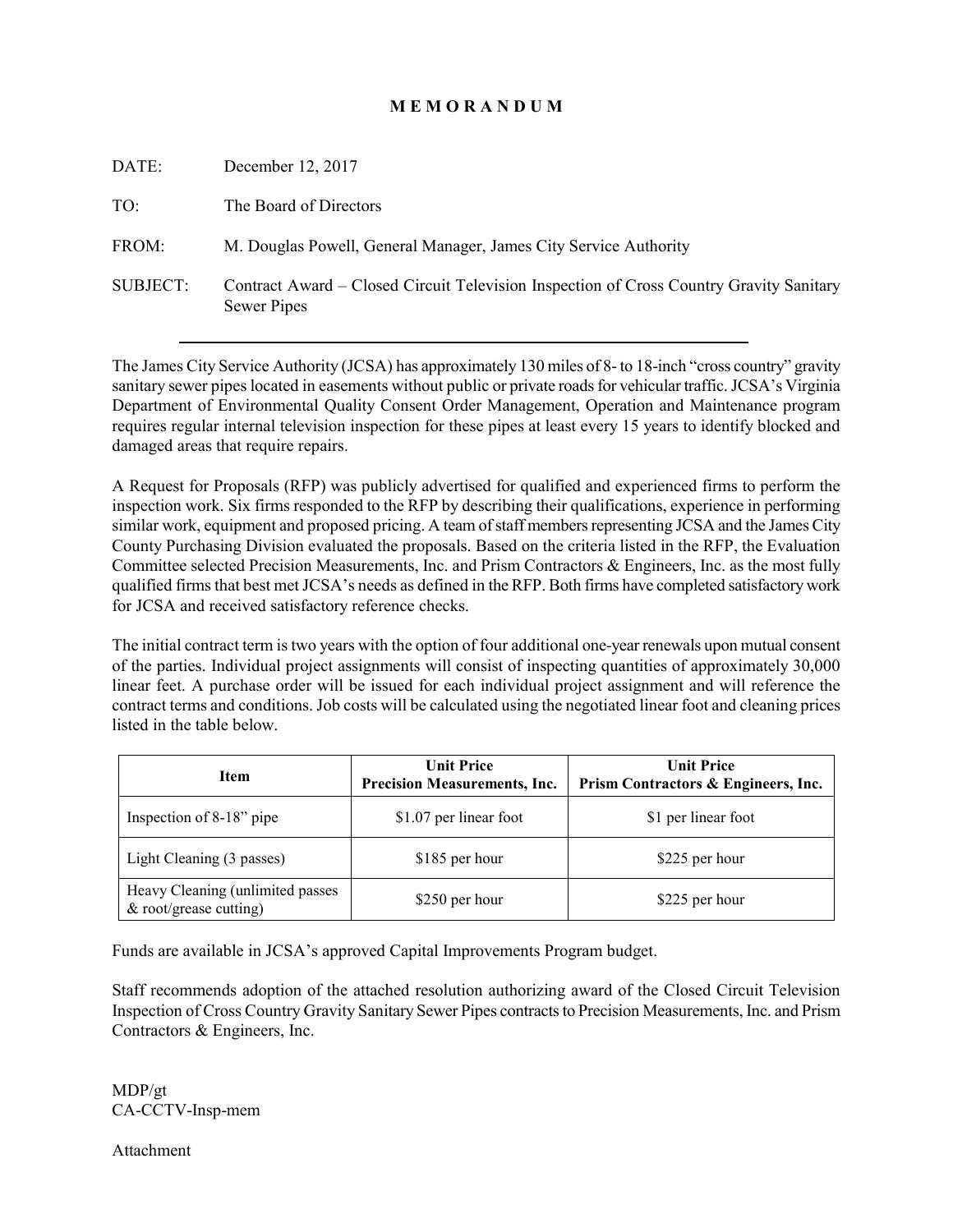# M E M O R A N D U M

DATE: December 12, 2017

TO: The Board of Directors

FROM: M. Douglas Powell, General Manager, James City Service Authority

SUBJECT: Contract Award – Closed Circuit Television Inspection of Cross Country Gravity Sanitary Sewer Pipes

---

The James City Service Authority (JCSA) has approximately 130 miles of 8- to 18-inch "cross country" gravity sanitary sewer pipes located in easements without public or private roads for vehicular traffic. JCSA's Virginia Department of Environmental Quality Consent Order Management, Operation and Maintenance program requires regular internal television inspection for these pipes at least every 15 years to identify blocked and damaged areas that require repairs.

A Request for Proposals (RFP) was publicly advertised for qualified and experienced firms to perform the inspection work. Six firms responded to the RFP by describing their qualifications, experience in performing similar work, equipment and proposed pricing. A team of staff members representing JCSA and the James City County Purchasing Division evaluated the proposals. Based on the criteria listed in the RFP, the Evaluation Committee selected Precision Measurements, Inc. and Prism Contractors & Engineers, Inc. as the most fully qualified firms that best met JCSA's needs as defined in the RFP. Both firms have completed satisfactory work for JCSA and received satisfactory reference checks.

The initial contract term is two years with the option of four additional one-year renewals upon mutual consent of the parties. Individual project assignments will consist of inspecting quantities of approximately 30,000 linear feet. A purchase order will be issued for each individual project assignment and will reference the contract terms and conditions. Job costs will be calculated using the negotiated linear foot and cleaning prices listed in the table below.

| Item | Unit Price Precision Measurements, Inc. | Unit Price Prism Contractors & Engineers, Inc. |
|---|---|---|
| Inspection of 8-18" pipe | $1.07 per linear foot | $1 per linear foot |
| Light Cleaning (3 passes) | $185 per hour | $225 per hour |
| Heavy Cleaning (unlimited passes & root/grease cutting) | $250 per hour | $225 per hour |

Funds are available in JCSA's approved Capital Improvements Program budget.

Staff recommends adoption of the attached resolution authorizing award of the Closed Circuit Television Inspection of Cross Country Gravity Sanitary Sewer Pipes contracts to Precision Measurements, Inc. and Prism Contractors & Engineers, Inc.

MDP/gt
CA-CCTV-Insp-mem

Attachment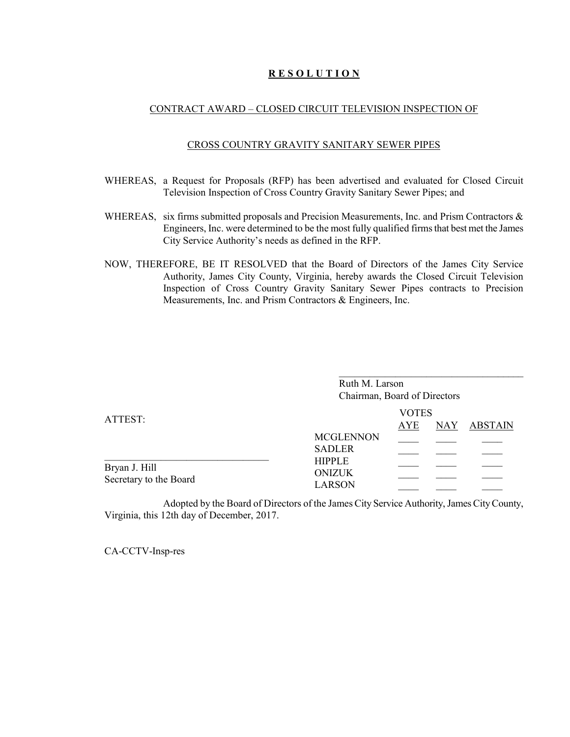# **R E S O L U T I O N**

## CONTRACT AWARE – CLOSED CIRCUIT TELEVISION INSPECTION OF

## CROSS COUNTRY GRAVITY SANITARY SEWER PIPES

WHEREAS, a Request for Proposals (RFP) has been advertised and evaluated for Closed Circuit Television Inspection of Cross Country Gravity Sanitary Sewer Pipes; and

WHEREAS, six firms submitted proposals and Precision Measurements, Inc. and Prism Contractors & Engineers, Inc. were determined to be the most fully qualified firms that best met the James City Service Authority's needs as defined in the RFP.

NOW, THEREFORE, BE IT RESOLVED that the Board of Directors of the James City Service Authority, James City County, Virginia, hereby awards the Closed Circuit Television Inspection of Cross Country Gravity Sanitary Sewer Pipes contracts to Precision Measurements, Inc. and Prism Contractors & Engineers, Inc.

____________________________________
Ruth M. Larson
Chairman, Board of Directors

ATTEST:

________________________________
Bryan J. Hill
Secretary to the Board

| | VOTES | | |
|---|---|---|---|
| | AYE | NAY | ABSTAIN |
| MCGLENNON | ____ | ____ | ____ |
| SADLER | ____ | ____ | ____ |
| HIPPLE | ____ | ____ | ____ |
| ONIZUK | ____ | ____ | ____ |
| LARSON | ____ | ____ | ____ |

Adopted by the Board of Directors of the James City Service Authority, James City County, Virginia, this 12th day of December, 2017.

CA-CCTV-Insp-res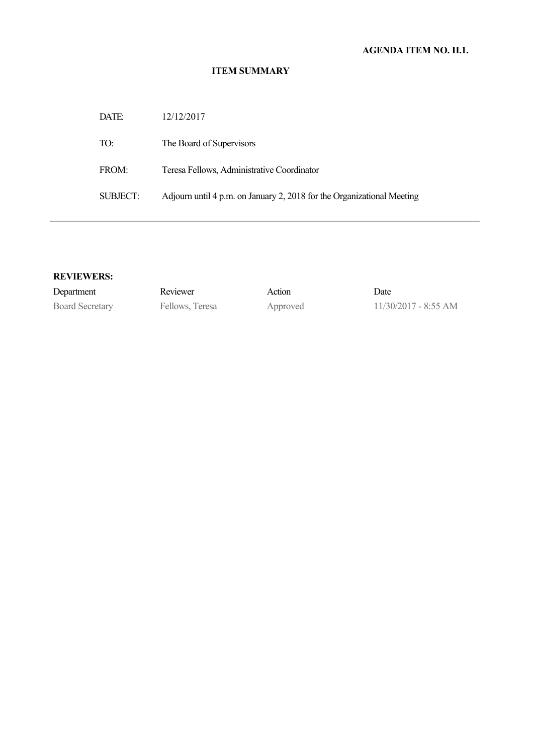**AGENDA ITEM NO. H.1.**

**ITEM SUMMARY**

| | |
|---|---|
| DATE: | 12/12/2017 |
| TO: | The Board of Supervisors |
| FROM: | Teresa Fellows, Administrative Coordinator |
| SUBJECT: | Adjourn until 4 p.m. on January 2, 2018 for the Organizational Meeting |

---

**REVIEWERS:**

| Department | Reviewer | Action | Date |
|---|---|---|---|
| Board Secretary | Fellows, Teresa | Approved | 11/30/2017 - 8:55 AM |